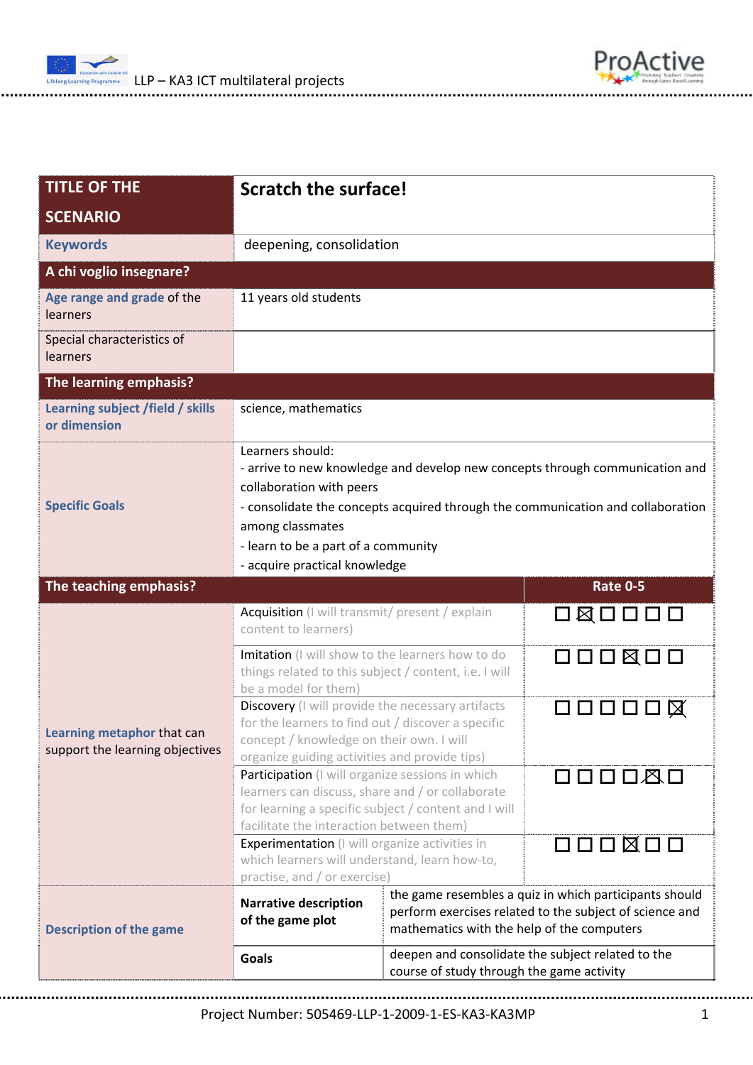| TITLE OF THE SCENARIO | Scratch the surface! | |
|---|---|---|
| **Keywords** | deepening, consolidation | |
| **A chi voglio insegnare?** | | |
| **Age range and grade** of the learners | 11 years old students | |
| Special characteristics of learners | | |
| **The learning emphasis?** | | |
| **Learning subject /field / skills or dimension** | science, mathematics | |
| **Specific Goals** | Learners should:<br>- arrive to new knowledge and develop new concepts through communication and collaboration with peers<br>- consolidate the concepts acquired through the communication and collaboration among classmates<br>- learn to be a part of a community<br>- acquire practical knowledge | |
| **The teaching emphasis?** | | **Rate 0-5** |
| **Learning metaphor** that can support the learning objectives | Acquisition (I will transmit/ present / explain content to learners) | ☐ ☒ ☐ ☐ ☐ ☐ |
| | Imitation (I will show to the learners how to do things related to this subject / content, i.e. I will be a model for them) | ☐ ☐ ☐ ☒ ☐ ☐ |
| | Discovery (I will provide the necessary artifacts for the learners to find out / discover a specific concept / knowledge on their own. I will organize guiding activities and provide tips) | ☐ ☐ ☐ ☐ ☐ ☒ |
| | Participation (I will organize sessions in which learners can discuss, share and / or collaborate for learning a specific subject / content and I will facilitate the interaction between them) | ☐ ☐ ☐ ☐ ☒ ☐ |
| | Experimentation (I will organize activities in which learners will understand, learn how-to, practise, and / or exercise) | ☐ ☐ ☐ ☒ ☐ ☐ |
| **Description of the game** | **Narrative description of the game plot** | the game resembles a quiz in which participants should perform exercises related to the subject of science and mathematics with the help of the computers |
| | **Goals** | deepen and consolidate the subject related to the course of study through the game activity |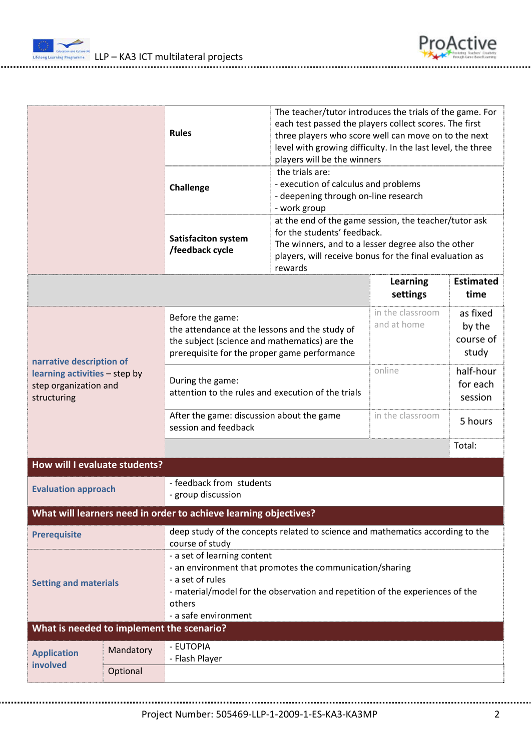| | | |
|---|---|---|
| | **Rules** | The teacher/tutor introduces the trials of the game. For each test passed the players collect scores. The first three players who score well can move on to the next level with growing difficulty. In the last level, the three players will be the winners |
| | **Challenge** | the trials are:<br>- execution of calculus and problems<br>- deepening through on-line research<br>- work group |
| | **Satisfaciton system /feedback cycle** | at the end of the game session, the teacher/tutor ask for the students' feedback.<br>The winners, and to a lesser degree also the other players, will receive bonus for the final evaluation as rewards |

| | | Learning settings | Estimated time |
|---|---|---|---|
| **narrative description of learning activities** – step by step organization and structuring | Before the game:<br>the attendance at the lessons and the study of the subject (science and mathematics) are the prerequisite for the proper game performance | in the classroom and at home | as fixed by the course of study |
| | During the game:<br>attention to the rules and execution of the trials | online | half-hour for each session |
| | After the game: discussion about the game session and feedback | in the classroom | 5 hours |
| | | | Total: |

## How will I evaluate students?

| | |
|---|---|
| **Evaluation approach** | - feedback from students<br>- group discussion |

## What will learners need in order to achieve learning objectives?

| | |
|---|---|
| **Prerequisite** | deep study of the concepts related to science and mathematics according to the course of study |
| **Setting and materials** | - a set of learning content<br>- an environment that promotes the communication/sharing<br>- a set of rules<br>- material/model for the observation and repetition of the experiences of the others<br>- a safe environment |

## What is needed to implement the scenario?

| | | |
|---|---|---|
| **Application involved** | Mandatory | - EUTOPIA<br>- Flash Player |
| | Optional | |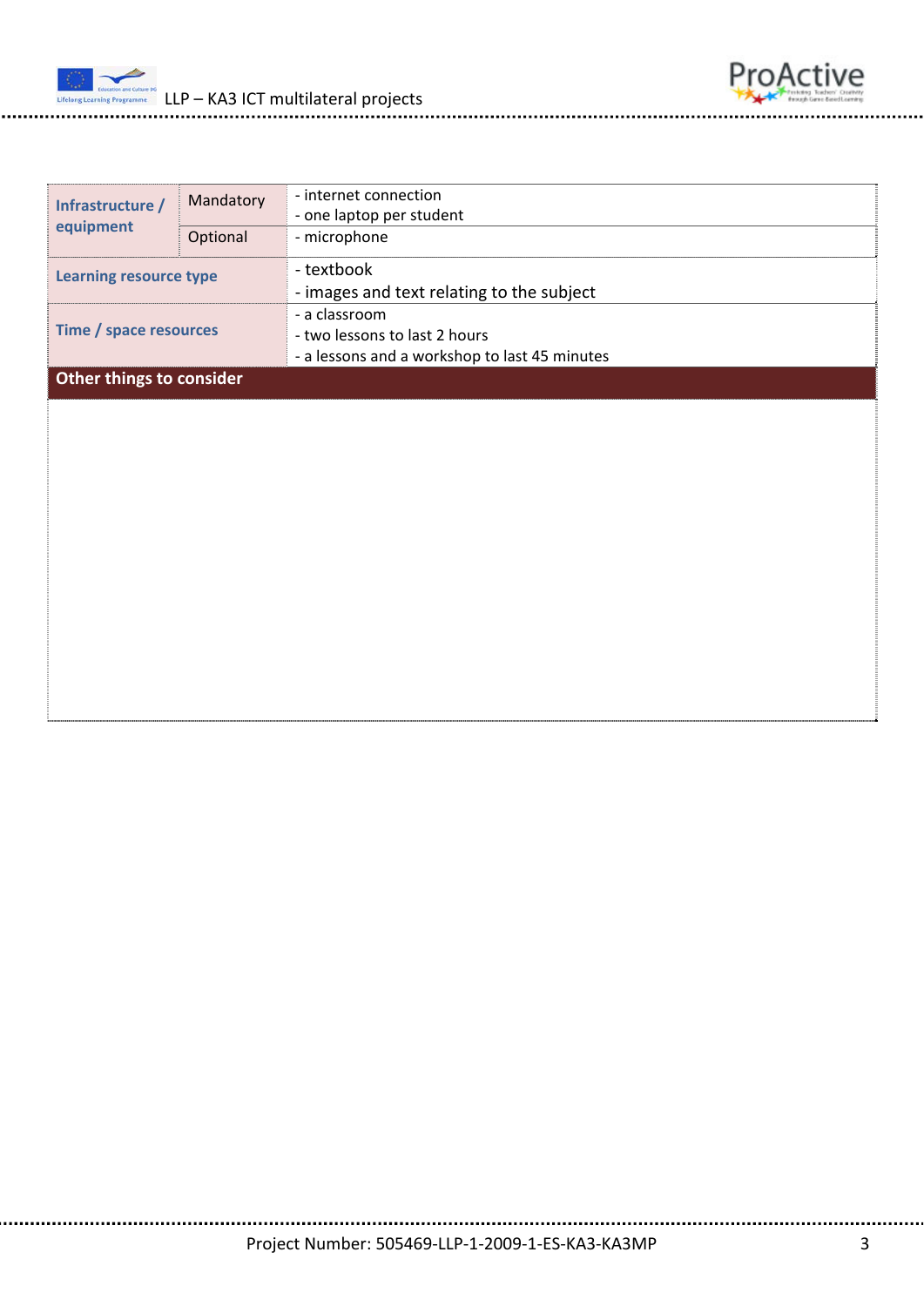| | | |
|---|---|---|
| **Infrastructure / equipment** | Mandatory | - internet connection<br>- one laptop per student |
| | Optional | - microphone |
| **Learning resource type** | | - textbook<br>- images and text relating to the subject |
| **Time / space resources** | | - a classroom<br>- two lessons to last 2 hours<br>- a lessons and a workshop to last 45 minutes |

**Other things to consider**